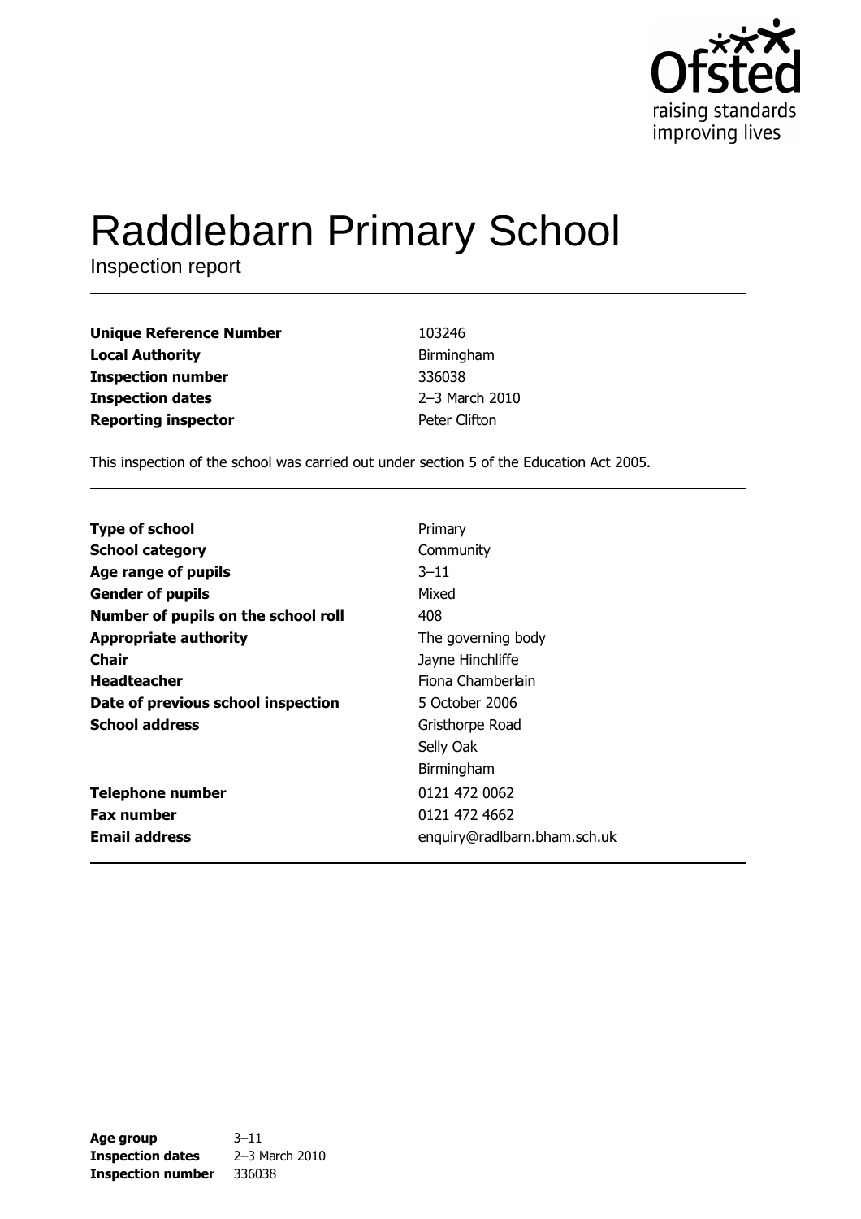# Raddlebarn Primary School

Inspection report

| | |
|---|---|
| **Unique Reference Number** | 103246 |
| **Local Authority** | Birmingham |
| **Inspection number** | 336038 |
| **Inspection dates** | 2–3 March 2010 |
| **Reporting inspector** | Peter Clifton |

This inspection of the school was carried out under section 5 of the Education Act 2005.

| | |
|---|---|
| **Type of school** | Primary |
| **School category** | Community |
| **Age range of pupils** | 3–11 |
| **Gender of pupils** | Mixed |
| **Number of pupils on the school roll** | 408 |
| **Appropriate authority** | The governing body |
| **Chair** | Jayne Hinchliffe |
| **Headteacher** | Fiona Chamberlain |
| **Date of previous school inspection** | 5 October 2006 |
| **School address** | Gristhorpe Road<br>Selly Oak<br>Birmingham |
| **Telephone number** | 0121 472 0062 |
| **Fax number** | 0121 472 4662 |
| **Email address** | enquiry@radlbarn.bham.sch.uk |

| | |
|---|---|
| **Age group** | 3–11 |
| **Inspection dates** | 2–3 March 2010 |
| **Inspection number** | 336038 |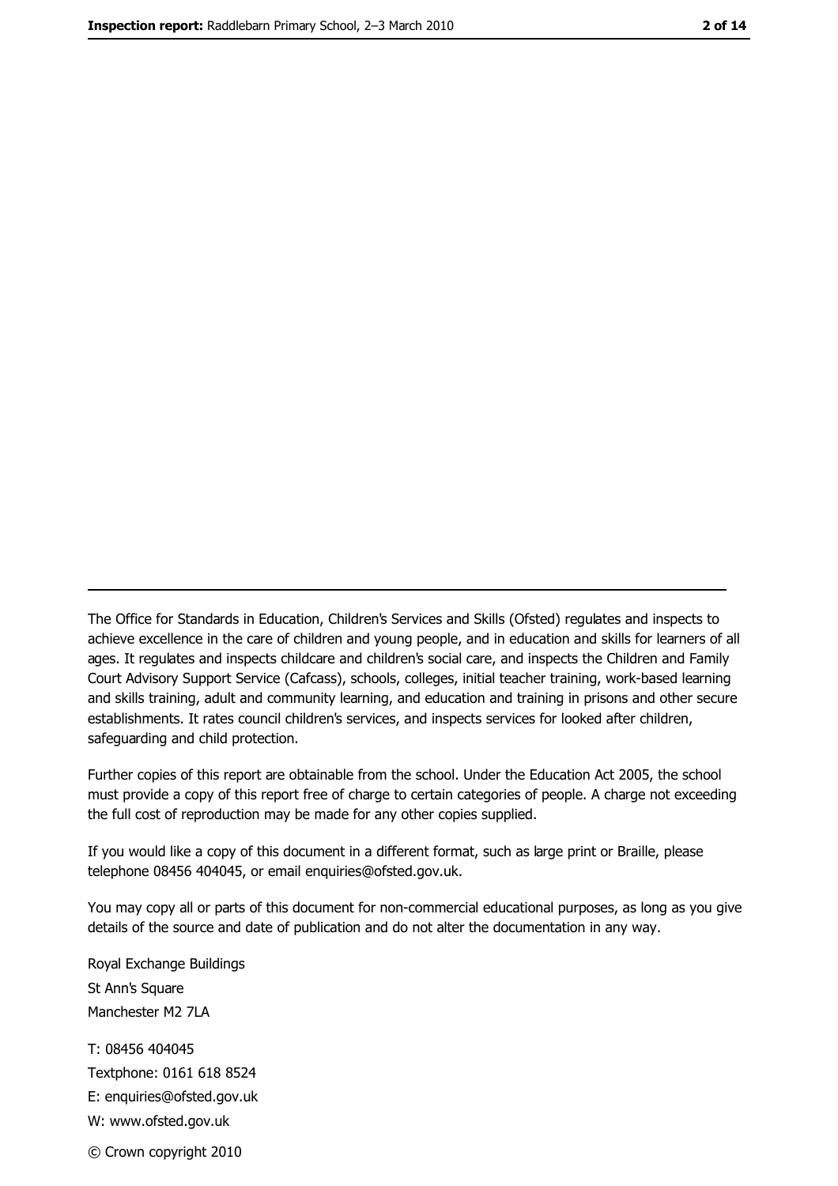---

The Office for Standards in Education, Children's Services and Skills (Ofsted) regulates and inspects to achieve excellence in the care of children and young people, and in education and skills for learners of all ages. It regulates and inspects childcare and children's social care, and inspects the Children and Family Court Advisory Support Service (Cafcass), schools, colleges, initial teacher training, work-based learning and skills training, adult and community learning, and education and training in prisons and other secure establishments. It rates council children's services, and inspects services for looked after children, safeguarding and child protection.

Further copies of this report are obtainable from the school. Under the Education Act 2005, the school must provide a copy of this report free of charge to certain categories of people. A charge not exceeding the full cost of reproduction may be made for any other copies supplied.

If you would like a copy of this document in a different format, such as large print or Braille, please telephone 08456 404045, or email enquiries@ofsted.gov.uk.

You may copy all or parts of this document for non-commercial educational purposes, as long as you give details of the source and date of publication and do not alter the documentation in any way.

Royal Exchange Buildings
St Ann's Square
Manchester M2 7LA

T: 08456 404045
Textphone: 0161 618 8524
E: enquiries@ofsted.gov.uk
W: www.ofsted.gov.uk

© Crown copyright 2010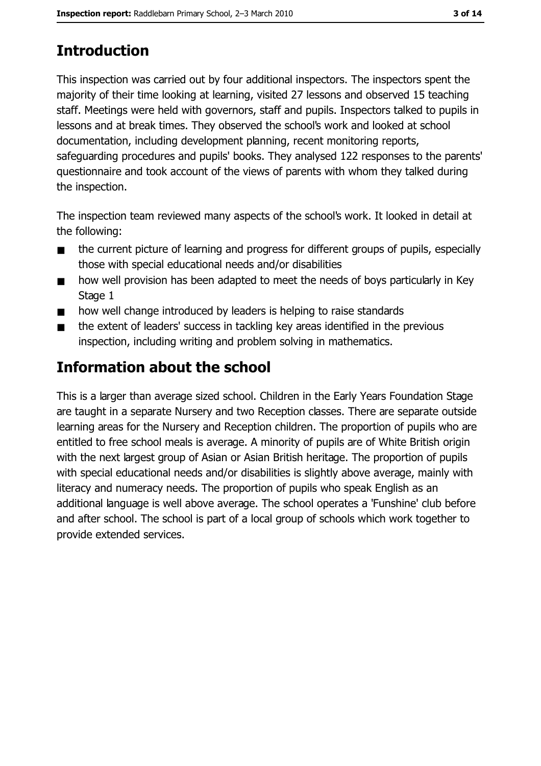## Introduction

This inspection was carried out by four additional inspectors. The inspectors spent the majority of their time looking at learning, visited 27 lessons and observed 15 teaching staff. Meetings were held with governors, staff and pupils. Inspectors talked to pupils in lessons and at break times. They observed the school's work and looked at school documentation, including development planning, recent monitoring reports, safeguarding procedures and pupils' books. They analysed 122 responses to the parents' questionnaire and took account of the views of parents with whom they talked during the inspection.

The inspection team reviewed many aspects of the school's work. It looked in detail at the following:

- the current picture of learning and progress for different groups of pupils, especially those with special educational needs and/or disabilities
- how well provision has been adapted to meet the needs of boys particularly in Key Stage 1
- how well change introduced by leaders is helping to raise standards
- the extent of leaders' success in tackling key areas identified in the previous inspection, including writing and problem solving in mathematics.

## Information about the school

This is a larger than average sized school. Children in the Early Years Foundation Stage are taught in a separate Nursery and two Reception classes. There are separate outside learning areas for the Nursery and Reception children. The proportion of pupils who are entitled to free school meals is average. A minority of pupils are of White British origin with the next largest group of Asian or Asian British heritage. The proportion of pupils with special educational needs and/or disabilities is slightly above average, mainly with literacy and numeracy needs. The proportion of pupils who speak English as an additional language is well above average. The school operates a 'Funshine' club before and after school. The school is part of a local group of schools which work together to provide extended services.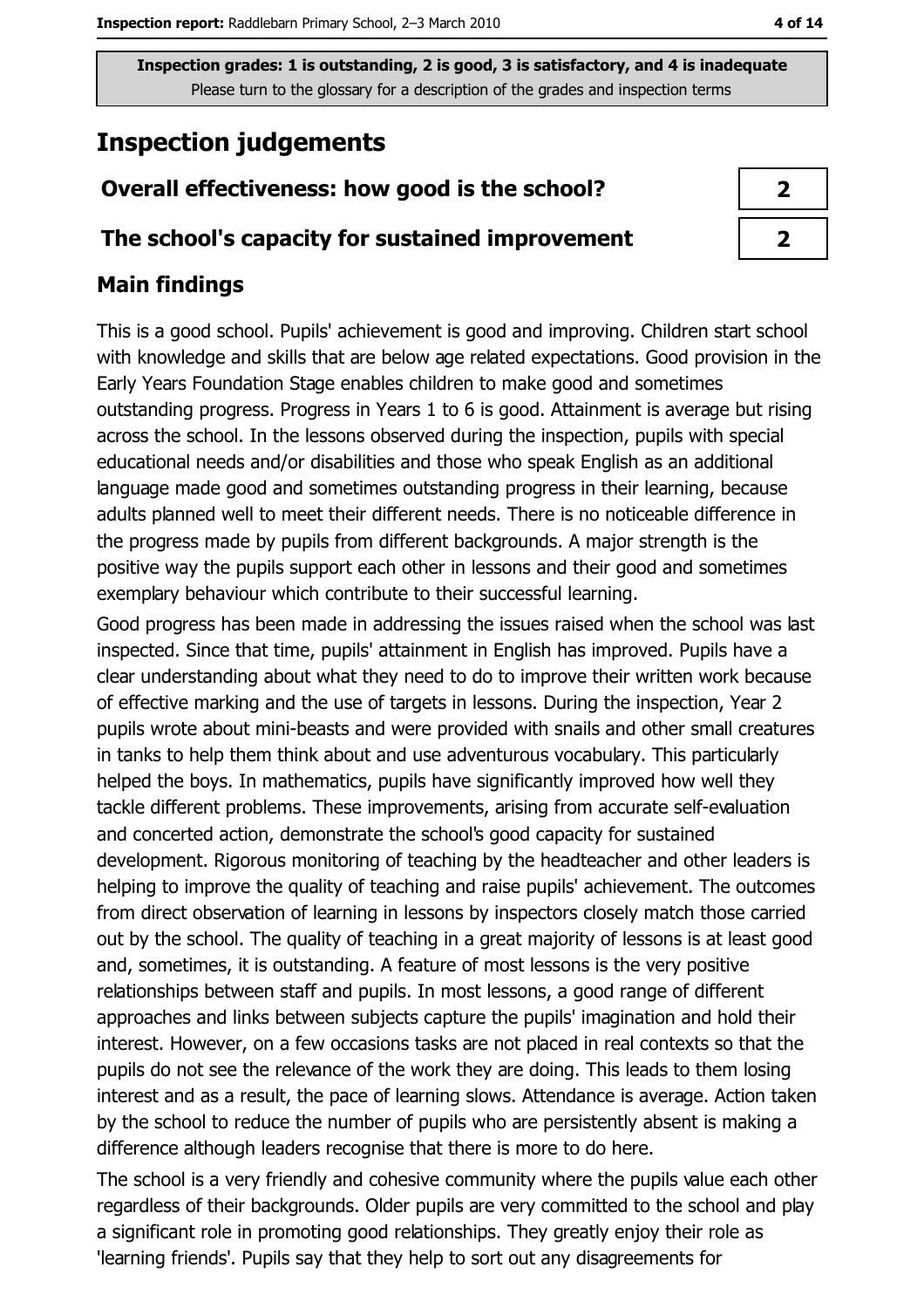**Inspection grades: 1 is outstanding, 2 is good, 3 is satisfactory, and 4 is inadequate**
Please turn to the glossary for a description of the grades and inspection terms

# Inspection judgements

| Overall effectiveness: how good is the school? | 2 |
|---|---|
| The school's capacity for sustained improvement | 2 |

## Main findings

This is a good school. Pupils' achievement is good and improving. Children start school with knowledge and skills that are below age related expectations. Good provision in the Early Years Foundation Stage enables children to make good and sometimes outstanding progress. Progress in Years 1 to 6 is good. Attainment is average but rising across the school. In the lessons observed during the inspection, pupils with special educational needs and/or disabilities and those who speak English as an additional language made good and sometimes outstanding progress in their learning, because adults planned well to meet their different needs. There is no noticeable difference in the progress made by pupils from different backgrounds. A major strength is the positive way the pupils support each other in lessons and their good and sometimes exemplary behaviour which contribute to their successful learning.

Good progress has been made in addressing the issues raised when the school was last inspected. Since that time, pupils' attainment in English has improved. Pupils have a clear understanding about what they need to do to improve their written work because of effective marking and the use of targets in lessons. During the inspection, Year 2 pupils wrote about mini-beasts and were provided with snails and other small creatures in tanks to help them think about and use adventurous vocabulary. This particularly helped the boys. In mathematics, pupils have significantly improved how well they tackle different problems. These improvements, arising from accurate self-evaluation and concerted action, demonstrate the school's good capacity for sustained development. Rigorous monitoring of teaching by the headteacher and other leaders is helping to improve the quality of teaching and raise pupils' achievement. The outcomes from direct observation of learning in lessons by inspectors closely match those carried out by the school. The quality of teaching in a great majority of lessons is at least good and, sometimes, it is outstanding. A feature of most lessons is the very positive relationships between staff and pupils. In most lessons, a good range of different approaches and links between subjects capture the pupils' imagination and hold their interest. However, on a few occasions tasks are not placed in real contexts so that the pupils do not see the relevance of the work they are doing. This leads to them losing interest and as a result, the pace of learning slows. Attendance is average. Action taken by the school to reduce the number of pupils who are persistently absent is making a difference although leaders recognise that there is more to do here.

The school is a very friendly and cohesive community where the pupils value each other regardless of their backgrounds. Older pupils are very committed to the school and play a significant role in promoting good relationships. They greatly enjoy their role as 'learning friends'. Pupils say that they help to sort out any disagreements for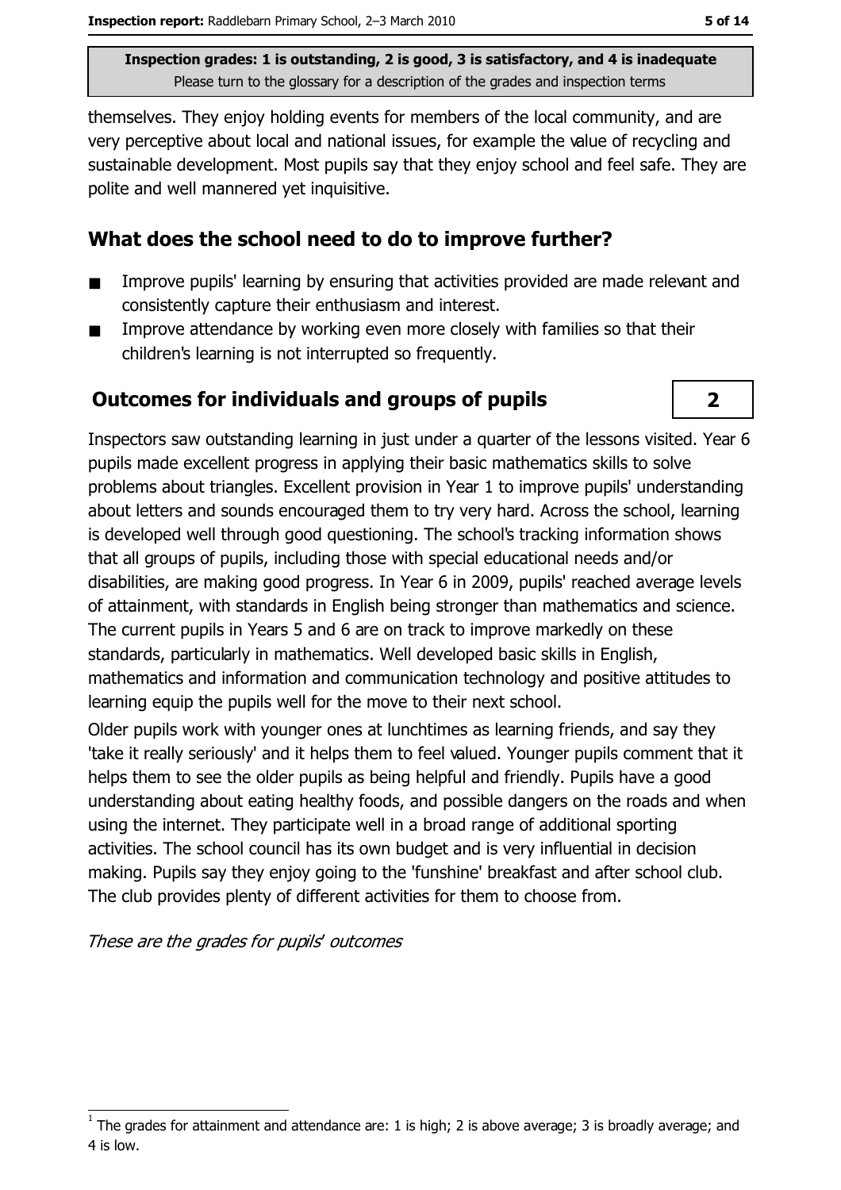themselves. They enjoy holding events for members of the local community, and are very perceptive about local and national issues, for example the value of recycling and sustainable development. Most pupils say that they enjoy school and feel safe. They are polite and well mannered yet inquisitive.

## What does the school need to do to improve further?

- Improve pupils' learning by ensuring that activities provided are made relevant and consistently capture their enthusiasm and interest.
- Improve attendance by working even more closely with families so that their children's learning is not interrupted so frequently.

## Outcomes for individuals and groups of pupils

**2**

Inspectors saw outstanding learning in just under a quarter of the lessons visited. Year 6 pupils made excellent progress in applying their basic mathematics skills to solve problems about triangles. Excellent provision in Year 1 to improve pupils' understanding about letters and sounds encouraged them to try very hard. Across the school, learning is developed well through good questioning. The school's tracking information shows that all groups of pupils, including those with special educational needs and/or disabilities, are making good progress. In Year 6 in 2009, pupils' reached average levels of attainment, with standards in English being stronger than mathematics and science. The current pupils in Years 5 and 6 are on track to improve markedly on these standards, particularly in mathematics. Well developed basic skills in English, mathematics and information and communication technology and positive attitudes to learning equip the pupils well for the move to their next school.

Older pupils work with younger ones at lunchtimes as learning friends, and say they 'take it really seriously' and it helps them to feel valued. Younger pupils comment that it helps them to see the older pupils as being helpful and friendly. Pupils have a good understanding about eating healthy foods, and possible dangers on the roads and when using the internet. They participate well in a broad range of additional sporting activities. The school council has its own budget and is very influential in decision making. Pupils say they enjoy going to the 'funshine' breakfast and after school club. The club provides plenty of different activities for them to choose from.

*These are the grades for pupils' outcomes*

[1] The grades for attainment and attendance are: 1 is high; 2 is above average; 3 is broadly average; and 4 is low.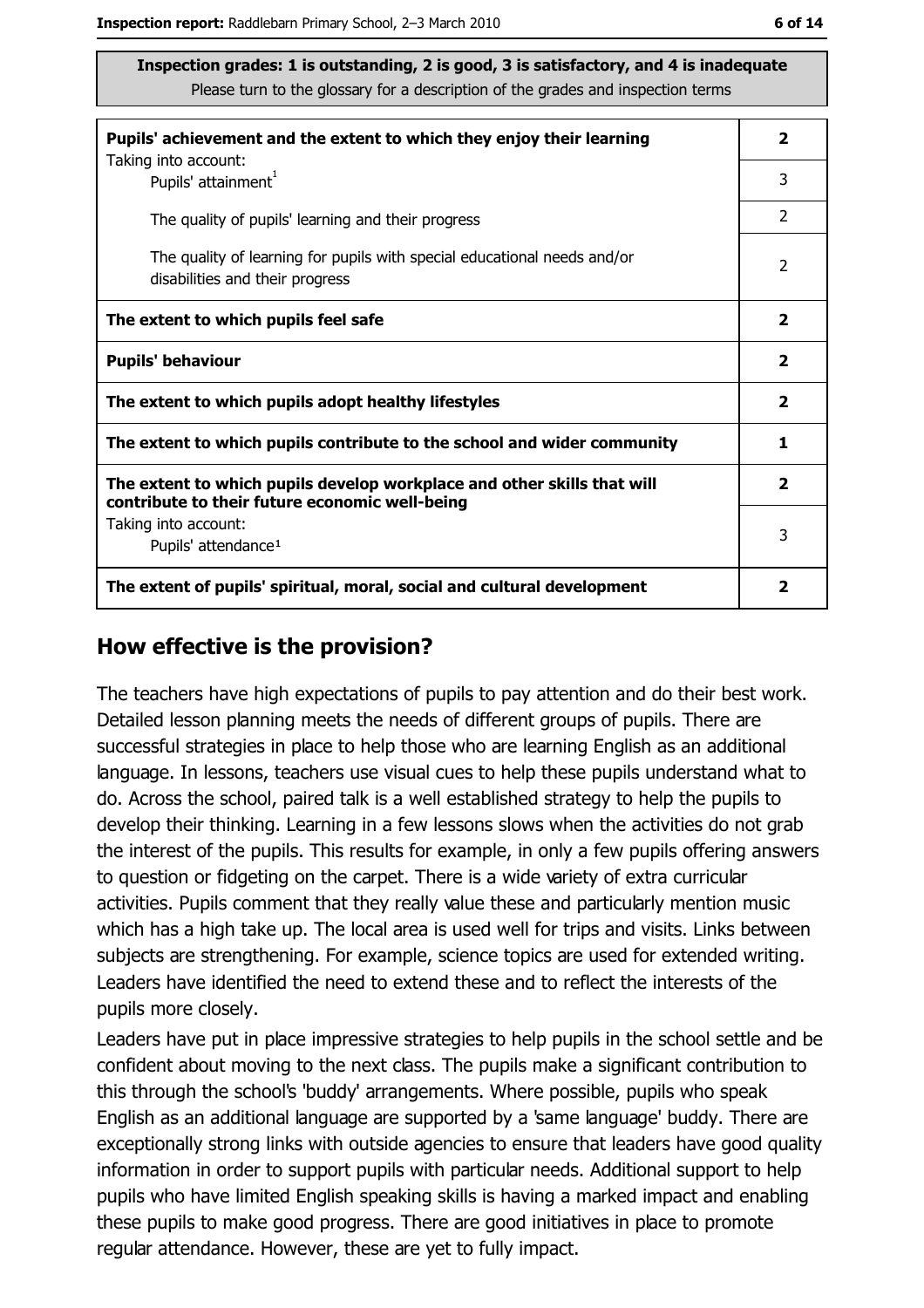**Inspection grades: 1 is outstanding, 2 is good, 3 is satisfactory, and 4 is inadequate**
Please turn to the glossary for a description of the grades and inspection terms

| | |
|---|---|
| **Pupils' achievement and the extent to which they enjoy their learning** | **2** |
| Taking into account: Pupils' attainment[1] | 3 |
| The quality of pupils' learning and their progress | 2 |
| The quality of learning for pupils with special educational needs and/or disabilities and their progress | 2 |
| **The extent to which pupils feel safe** | **2** |
| **Pupils' behaviour** | **2** |
| **The extent to which pupils adopt healthy lifestyles** | **2** |
| **The extent to which pupils contribute to the school and wider community** | **1** |
| **The extent to which pupils develop workplace and other skills that will contribute to their future economic well-being** | **2** |
| Taking into account: Pupils' attendance[1] | 3 |
| **The extent of pupils' spiritual, moral, social and cultural development** | **2** |

## How effective is the provision?

The teachers have high expectations of pupils to pay attention and do their best work. Detailed lesson planning meets the needs of different groups of pupils. There are successful strategies in place to help those who are learning English as an additional language. In lessons, teachers use visual cues to help these pupils understand what to do. Across the school, paired talk is a well established strategy to help the pupils to develop their thinking. Learning in a few lessons slows when the activities do not grab the interest of the pupils. This results for example, in only a few pupils offering answers to question or fidgeting on the carpet. There is a wide variety of extra curricular activities. Pupils comment that they really value these and particularly mention music which has a high take up. The local area is used well for trips and visits. Links between subjects are strengthening. For example, science topics are used for extended writing. Leaders have identified the need to extend these and to reflect the interests of the pupils more closely.

Leaders have put in place impressive strategies to help pupils in the school settle and be confident about moving to the next class. The pupils make a significant contribution to this through the school's 'buddy' arrangements. Where possible, pupils who speak English as an additional language are supported by a 'same language' buddy. There are exceptionally strong links with outside agencies to ensure that leaders have good quality information in order to support pupils with particular needs. Additional support to help pupils who have limited English speaking skills is having a marked impact and enabling these pupils to make good progress. There are good initiatives in place to promote regular attendance. However, these are yet to fully impact.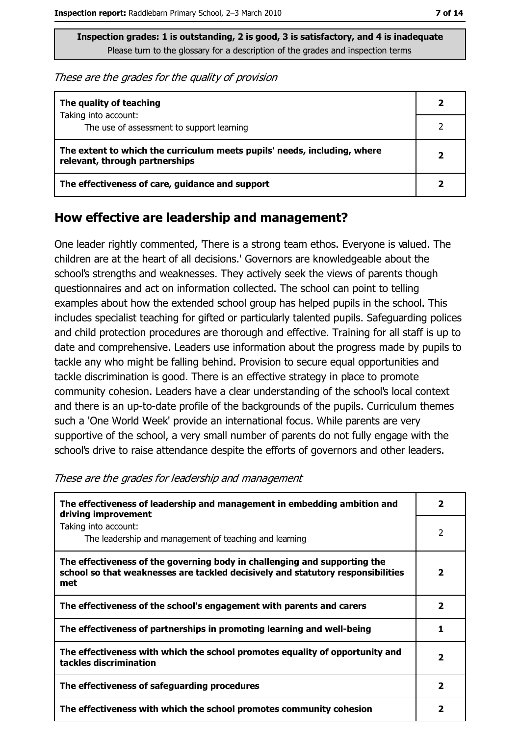**Inspection grades: 1 is outstanding, 2 is good, 3 is satisfactory, and 4 is inadequate**
Please turn to the glossary for a description of the grades and inspection terms

*These are the grades for the quality of provision*

| | |
|---|---|
| **The quality of teaching**<br>Taking into account:<br>The use of assessment to support learning | **2**<br>2 |
| **The extent to which the curriculum meets pupils' needs, including, where relevant, through partnerships** | **2** |
| **The effectiveness of care, guidance and support** | **2** |

## How effective are leadership and management?

One leader rightly commented, 'There is a strong team ethos. Everyone is valued. The children are at the heart of all decisions.' Governors are knowledgeable about the school's strengths and weaknesses. They actively seek the views of parents though questionnaires and act on information collected. The school can point to telling examples about how the extended school group has helped pupils in the school. This includes specialist teaching for gifted or particularly talented pupils. Safeguarding polices and child protection procedures are thorough and effective. Training for all staff is up to date and comprehensive. Leaders use information about the progress made by pupils to tackle any who might be falling behind. Provision to secure equal opportunities and tackle discrimination is good. There is an effective strategy in place to promote community cohesion. Leaders have a clear understanding of the school's local context and there is an up-to-date profile of the backgrounds of the pupils. Curriculum themes such a 'One World Week' provide an international focus. While parents are very supportive of the school, a very small number of parents do not fully engage with the school's drive to raise attendance despite the efforts of governors and other leaders.

*These are the grades for leadership and management*

| | |
|---|---|
| **The effectiveness of leadership and management in embedding ambition and driving improvement**<br>Taking into account:<br>The leadership and management of teaching and learning | **2**<br>2 |
| **The effectiveness of the governing body in challenging and supporting the school so that weaknesses are tackled decisively and statutory responsibilities met** | **2** |
| **The effectiveness of the school's engagement with parents and carers** | **2** |
| **The effectiveness of partnerships in promoting learning and well-being** | **1** |
| **The effectiveness with which the school promotes equality of opportunity and tackles discrimination** | **2** |
| **The effectiveness of safeguarding procedures** | **2** |
| **The effectiveness with which the school promotes community cohesion** | **2** |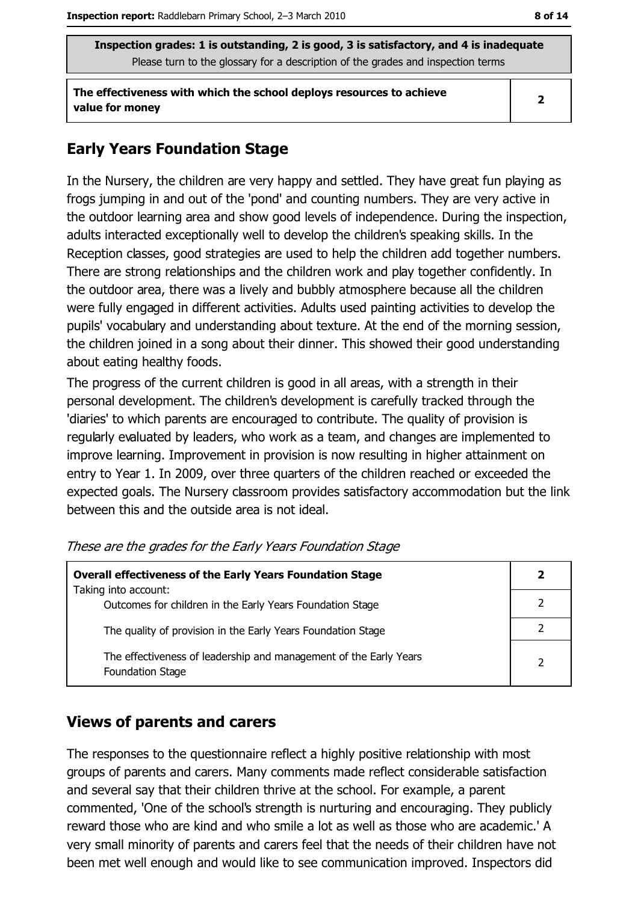| Inspection grades: 1 is outstanding, 2 is good, 3 is satisfactory, and 4 is inadequate<br>Please turn to the glossary for a description of the grades and inspection terms | |
|---|---|
| **The effectiveness with which the school deploys resources to achieve value for money** | **2** |

## Early Years Foundation Stage

In the Nursery, the children are very happy and settled. They have great fun playing as frogs jumping in and out of the 'pond' and counting numbers. They are very active in the outdoor learning area and show good levels of independence. During the inspection, adults interacted exceptionally well to develop the children's speaking skills. In the Reception classes, good strategies are used to help the children add together numbers. There are strong relationships and the children work and play together confidently. In the outdoor area, there was a lively and bubbly atmosphere because all the children were fully engaged in different activities. Adults used painting activities to develop the pupils' vocabulary and understanding about texture. At the end of the morning session, the children joined in a song about their dinner. This showed their good understanding about eating healthy foods.

The progress of the current children is good in all areas, with a strength in their personal development. The children's development is carefully tracked through the 'diaries' to which parents are encouraged to contribute. The quality of provision is regularly evaluated by leaders, who work as a team, and changes are implemented to improve learning. Improvement in provision is now resulting in higher attainment on entry to Year 1. In 2009, over three quarters of the children reached or exceeded the expected goals. The Nursery classroom provides satisfactory accommodation but the link between this and the outside area is not ideal.

*These are the grades for the Early Years Foundation Stage*

| **Overall effectiveness of the Early Years Foundation Stage**<br>Taking into account: | **2** |
|---|---|
| Outcomes for children in the Early Years Foundation Stage | 2 |
| The quality of provision in the Early Years Foundation Stage | 2 |
| The effectiveness of leadership and management of the Early Years Foundation Stage | 2 |

## Views of parents and carers

The responses to the questionnaire reflect a highly positive relationship with most groups of parents and carers. Many comments made reflect considerable satisfaction and several say that their children thrive at the school. For example, a parent commented, 'One of the school's strength is nurturing and encouraging. They publicly reward those who are kind and who smile a lot as well as those who are academic.' A very small minority of parents and carers feel that the needs of their children have not been met well enough and would like to see communication improved. Inspectors did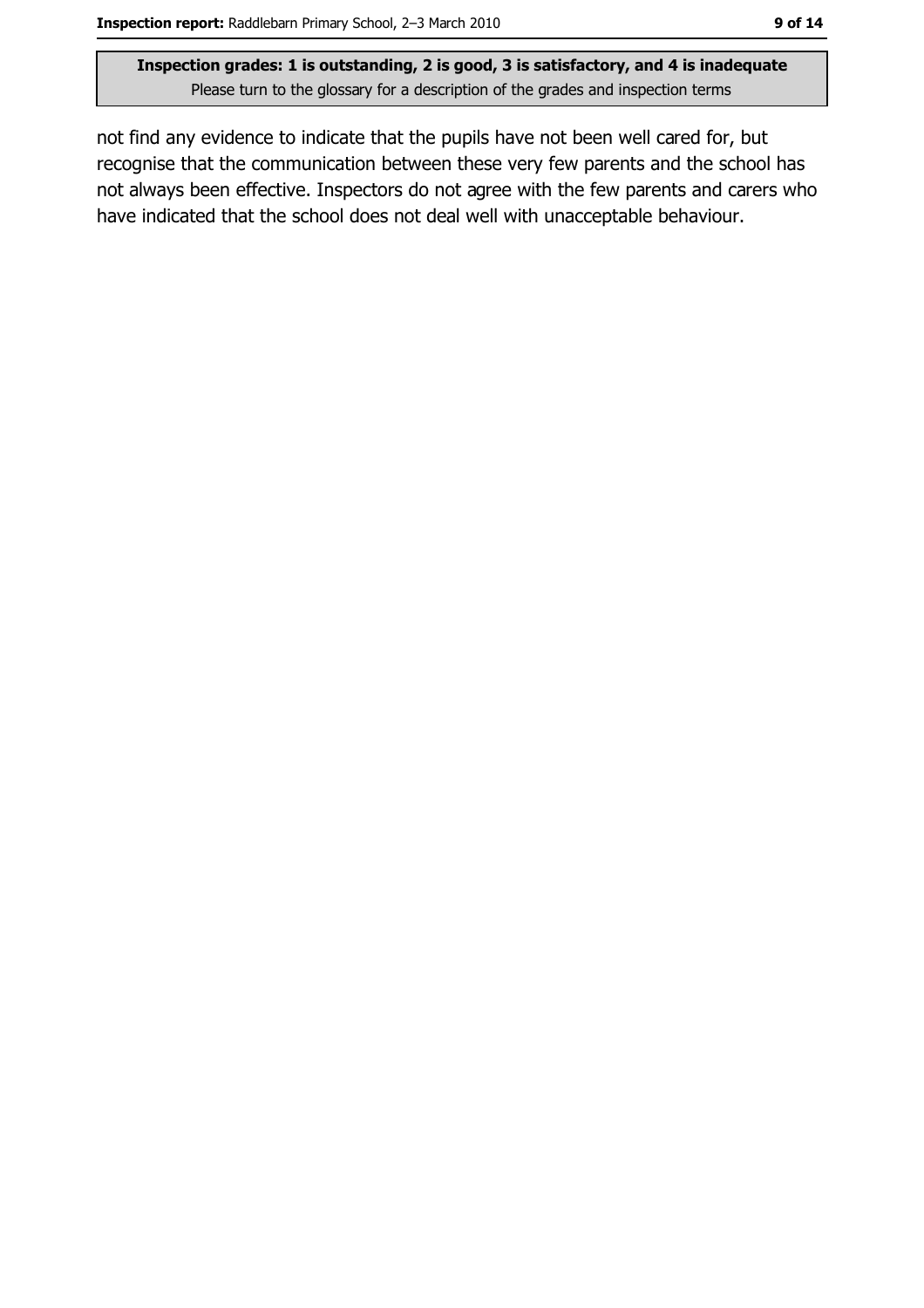not find any evidence to indicate that the pupils have not been well cared for, but recognise that the communication between these very few parents and the school has not always been effective. Inspectors do not agree with the few parents and carers who have indicated that the school does not deal well with unacceptable behaviour.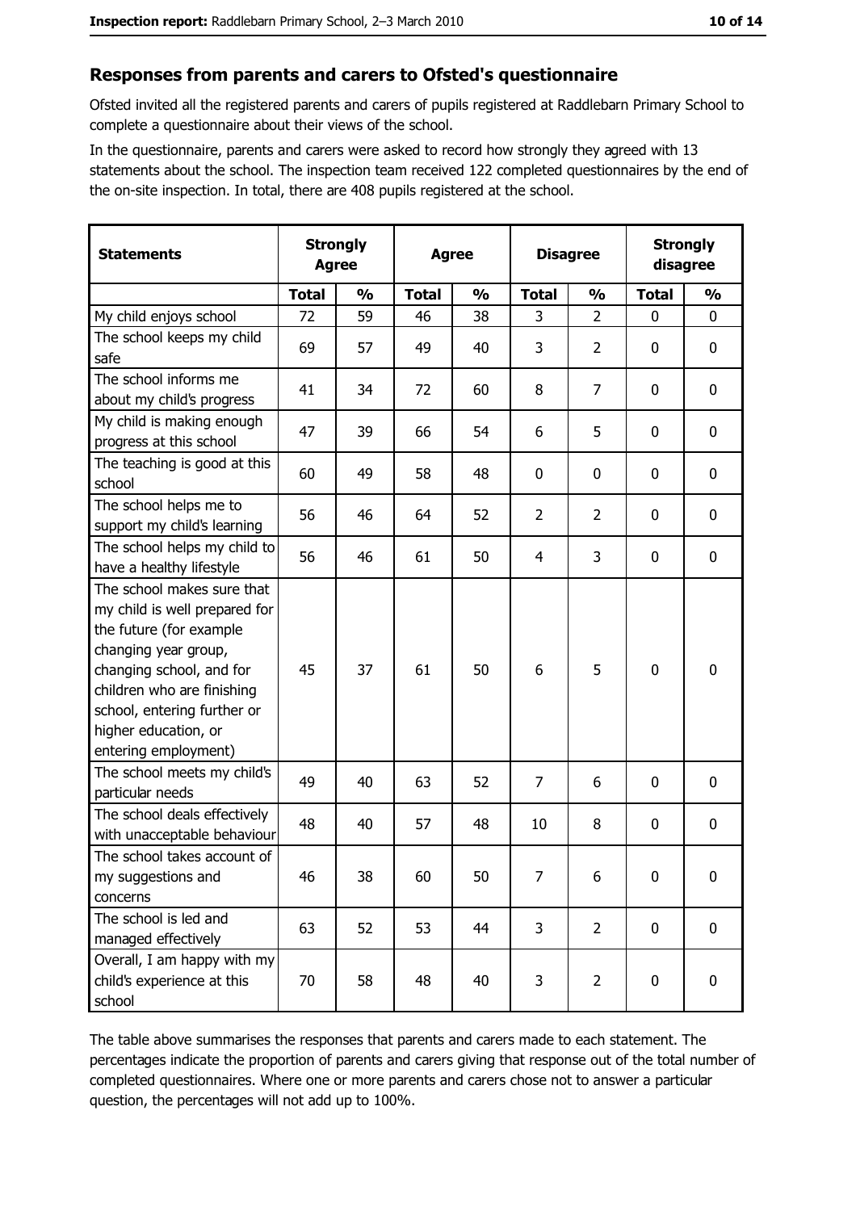## Responses from parents and carers to Ofsted's questionnaire

Ofsted invited all the registered parents and carers of pupils registered at Raddlebarn Primary School to complete a questionnaire about their views of the school.

In the questionnaire, parents and carers were asked to record how strongly they agreed with 13 statements about the school. The inspection team received 122 completed questionnaires by the end of the on-site inspection. In total, there are 408 pupils registered at the school.

| Statements | Strongly Agree | | Agree | | Disagree | | Strongly disagree | |
|---|---|---|---|---|---|---|---|---|
| | Total | % | Total | % | Total | % | Total | % |
| My child enjoys school | 72 | 59 | 46 | 38 | 3 | 2 | 0 | 0 |
| The school keeps my child safe | 69 | 57 | 49 | 40 | 3 | 2 | 0 | 0 |
| The school informs me about my child's progress | 41 | 34 | 72 | 60 | 8 | 7 | 0 | 0 |
| My child is making enough progress at this school | 47 | 39 | 66 | 54 | 6 | 5 | 0 | 0 |
| The teaching is good at this school | 60 | 49 | 58 | 48 | 0 | 0 | 0 | 0 |
| The school helps me to support my child's learning | 56 | 46 | 64 | 52 | 2 | 2 | 0 | 0 |
| The school helps my child to have a healthy lifestyle | 56 | 46 | 61 | 50 | 4 | 3 | 0 | 0 |
| The school makes sure that my child is well prepared for the future (for example changing year group, changing school, and for children who are finishing school, entering further or higher education, or entering employment) | 45 | 37 | 61 | 50 | 6 | 5 | 0 | 0 |
| The school meets my child's particular needs | 49 | 40 | 63 | 52 | 7 | 6 | 0 | 0 |
| The school deals effectively with unacceptable behaviour | 48 | 40 | 57 | 48 | 10 | 8 | 0 | 0 |
| The school takes account of my suggestions and concerns | 46 | 38 | 60 | 50 | 7 | 6 | 0 | 0 |
| The school is led and managed effectively | 63 | 52 | 53 | 44 | 3 | 2 | 0 | 0 |
| Overall, I am happy with my child's experience at this school | 70 | 58 | 48 | 40 | 3 | 2 | 0 | 0 |

The table above summarises the responses that parents and carers made to each statement. The percentages indicate the proportion of parents and carers giving that response out of the total number of completed questionnaires. Where one or more parents and carers chose not to answer a particular question, the percentages will not add up to 100%.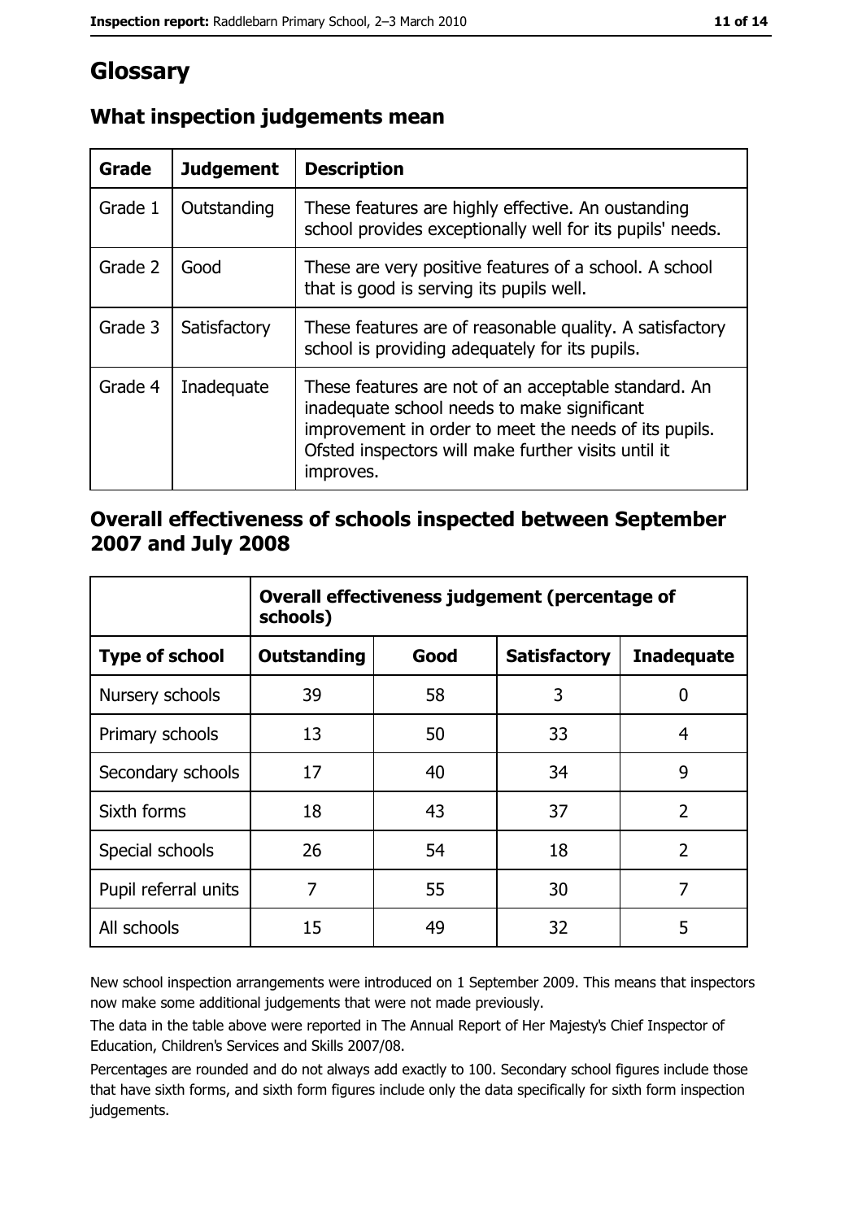# Glossary

## What inspection judgements mean

| Grade | Judgement | Description |
| --- | --- | --- |
| Grade 1 | Outstanding | These features are highly effective. An oustanding school provides exceptionally well for its pupils' needs. |
| Grade 2 | Good | These are very positive features of a school. A school that is good is serving its pupils well. |
| Grade 3 | Satisfactory | These features are of reasonable quality. A satisfactory school is providing adequately for its pupils. |
| Grade 4 | Inadequate | These features are not of an acceptable standard. An inadequate school needs to make significant improvement in order to meet the needs of its pupils. Ofsted inspectors will make further visits until it improves. |

## Overall effectiveness of schools inspected between September 2007 and July 2008

| | Overall effectiveness judgement (percentage of schools) | | | |
| --- | --- | --- | --- | --- |
| **Type of school** | **Outstanding** | **Good** | **Satisfactory** | **Inadequate** |
| Nursery schools | 39 | 58 | 3 | 0 |
| Primary schools | 13 | 50 | 33 | 4 |
| Secondary schools | 17 | 40 | 34 | 9 |
| Sixth forms | 18 | 43 | 37 | 2 |
| Special schools | 26 | 54 | 18 | 2 |
| Pupil referral units | 7 | 55 | 30 | 7 |
| All schools | 15 | 49 | 32 | 5 |

New school inspection arrangements were introduced on 1 September 2009. This means that inspectors now make some additional judgements that were not made previously.

The data in the table above were reported in The Annual Report of Her Majesty's Chief Inspector of Education, Children's Services and Skills 2007/08.

Percentages are rounded and do not always add exactly to 100. Secondary school figures include those that have sixth forms, and sixth form figures include only the data specifically for sixth form inspection judgements.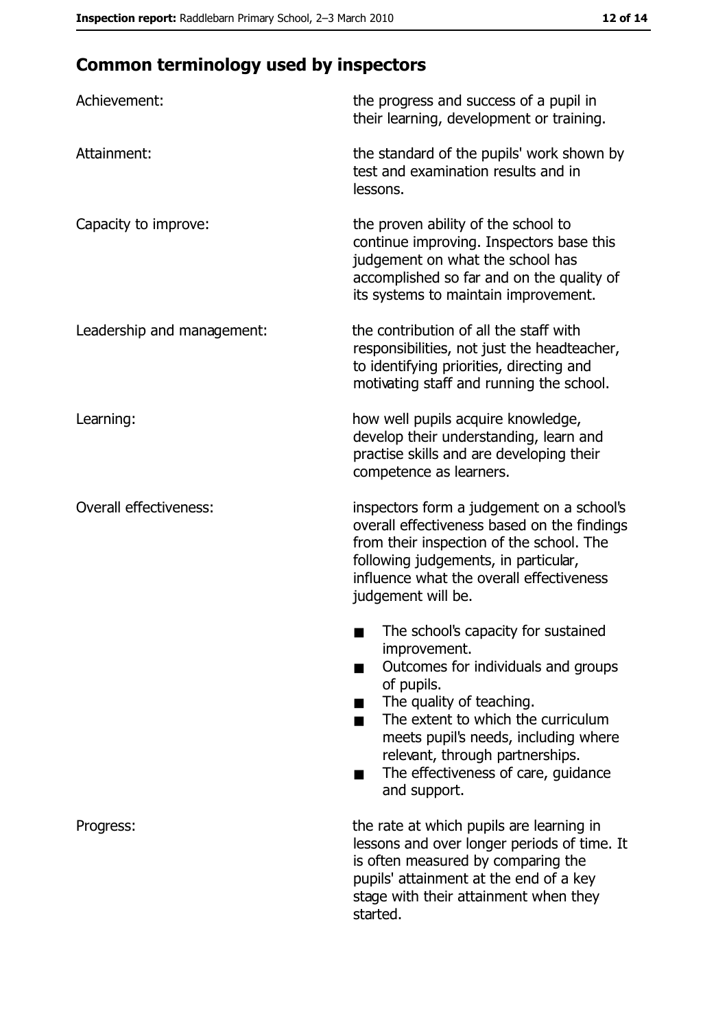## Common terminology used by inspectors

| | |
|---|---|
| Achievement: | the progress and success of a pupil in their learning, development or training. |
| Attainment: | the standard of the pupils' work shown by test and examination results and in lessons. |
| Capacity to improve: | the proven ability of the school to continue improving. Inspectors base this judgement on what the school has accomplished so far and on the quality of its systems to maintain improvement. |
| Leadership and management: | the contribution of all the staff with responsibilities, not just the headteacher, to identifying priorities, directing and motivating staff and running the school. |
| Learning: | how well pupils acquire knowledge, develop their understanding, learn and practise skills and are developing their competence as learners. |
| Overall effectiveness: | inspectors form a judgement on a school's overall effectiveness based on the findings from their inspection of the school. The following judgements, in particular, influence what the overall effectiveness judgement will be. <br>■ The school's capacity for sustained improvement.<br>■ Outcomes for individuals and groups of pupils.<br>■ The quality of teaching.<br>■ The extent to which the curriculum meets pupil's needs, including where relevant, through partnerships.<br>■ The effectiveness of care, guidance and support. |
| Progress: | the rate at which pupils are learning in lessons and over longer periods of time. It is often measured by comparing the pupils' attainment at the end of a key stage with their attainment when they started. |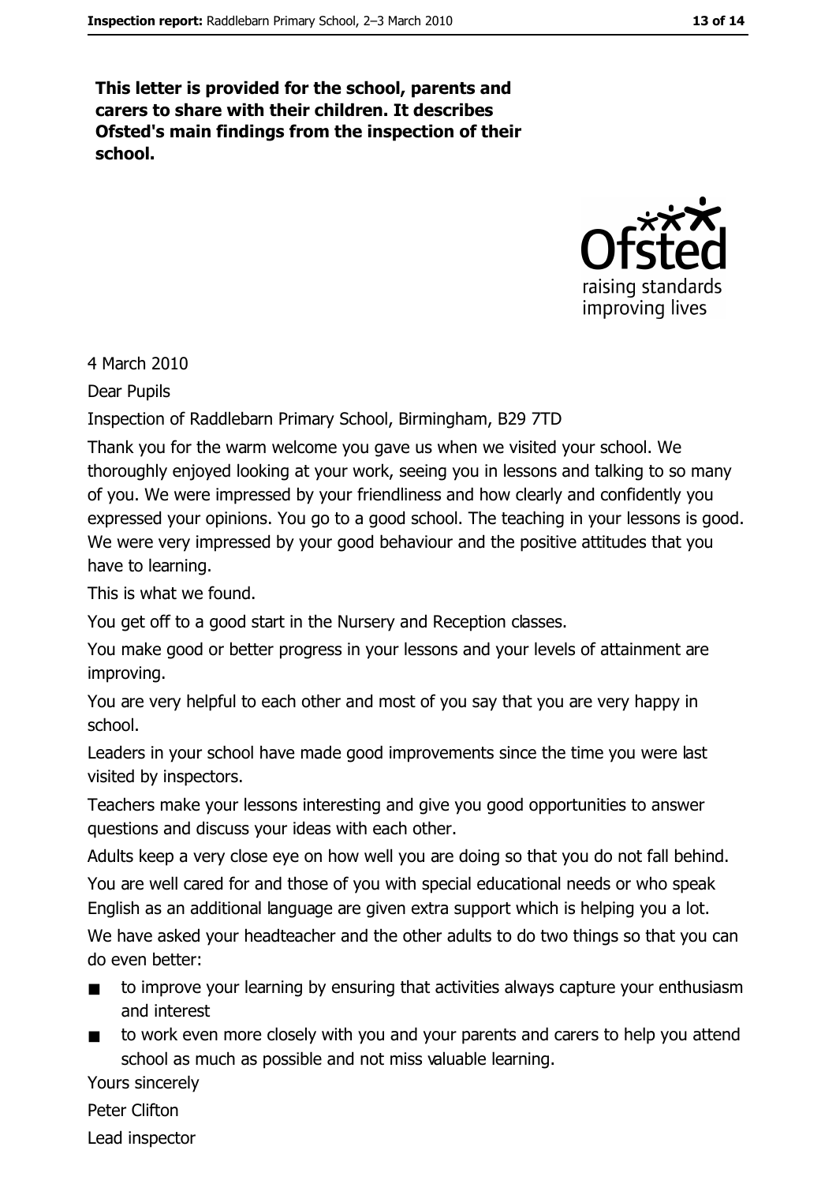**This letter is provided for the school, parents and carers to share with their children. It describes Ofsted's main findings from the inspection of their school.**

4 March 2010

Dear Pupils

Inspection of Raddlebarn Primary School, Birmingham, B29 7TD

Thank you for the warm welcome you gave us when we visited your school. We thoroughly enjoyed looking at your work, seeing you in lessons and talking to so many of you. We were impressed by your friendliness and how clearly and confidently you expressed your opinions. You go to a good school. The teaching in your lessons is good. We were very impressed by your good behaviour and the positive attitudes that you have to learning.

This is what we found.

You get off to a good start in the Nursery and Reception classes.

You make good or better progress in your lessons and your levels of attainment are improving.

You are very helpful to each other and most of you say that you are very happy in school.

Leaders in your school have made good improvements since the time you were last visited by inspectors.

Teachers make your lessons interesting and give you good opportunities to answer questions and discuss your ideas with each other.

Adults keep a very close eye on how well you are doing so that you do not fall behind.

You are well cared for and those of you with special educational needs or who speak English as an additional language are given extra support which is helping you a lot.

We have asked your headteacher and the other adults to do two things so that you can do even better:

- to improve your learning by ensuring that activities always capture your enthusiasm and interest
- to work even more closely with you and your parents and carers to help you attend school as much as possible and not miss valuable learning.

Yours sincerely

Peter Clifton

Lead inspector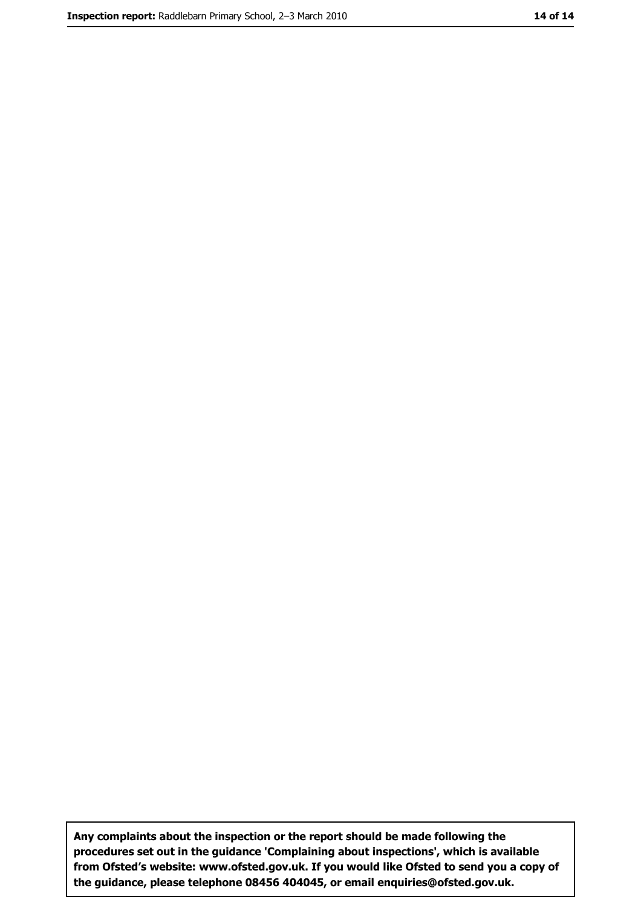**Any complaints about the inspection or the report should be made following the procedures set out in the guidance 'Complaining about inspections', which is available from Ofsted's website: www.ofsted.gov.uk. If you would like Ofsted to send you a copy of the guidance, please telephone 08456 404045, or email enquiries@ofsted.gov.uk.**